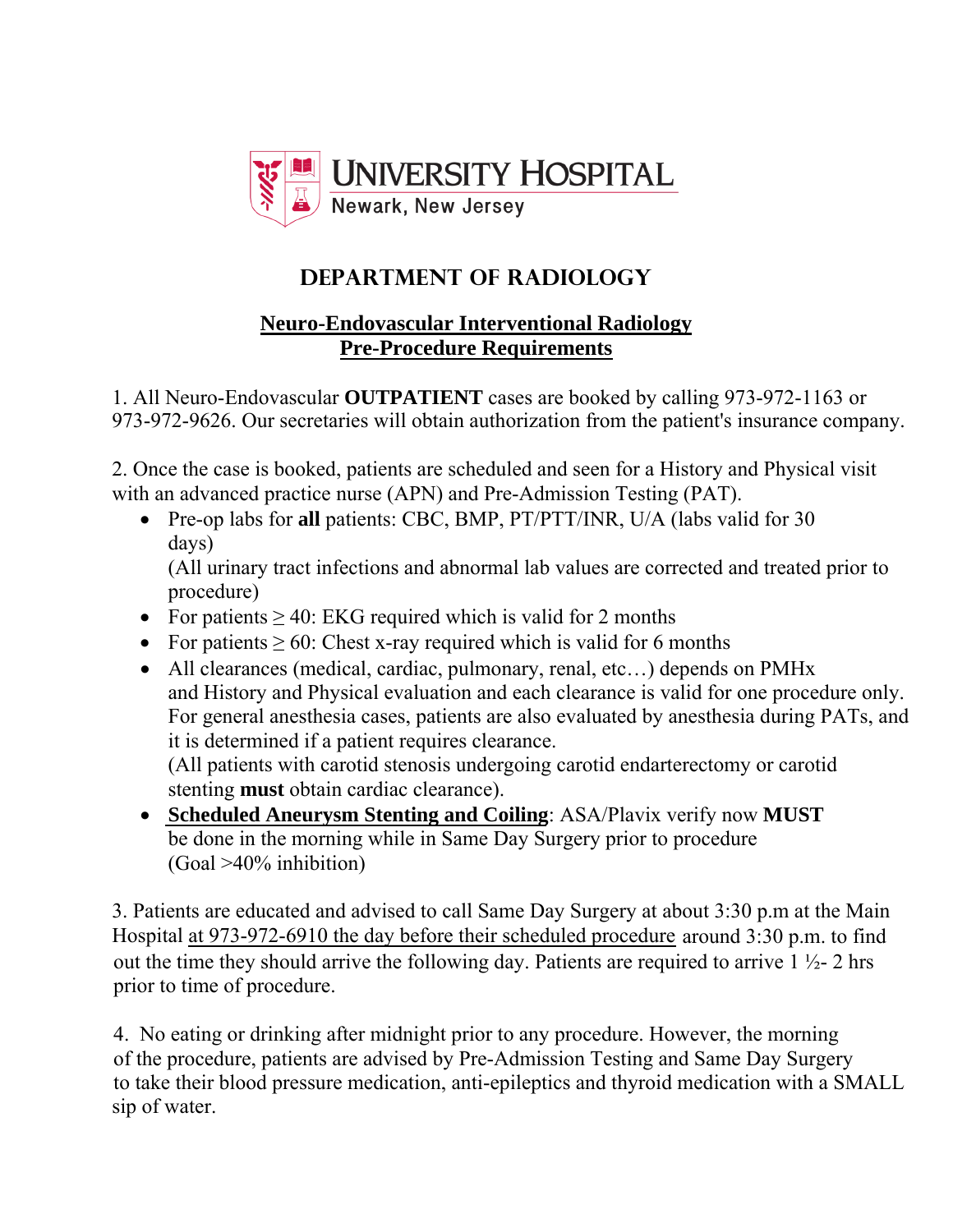# UNIVERSITY HOSPITAL

Newark, New Jersey

## DEPARTMENT OF RADIOLOGY

### Neuro-Endovascular Interventional Radiology
### Pre-Procedure Requirements

1. All Neuro-Endovascular **OUTPATIENT** cases are booked by calling 973-972-1163 or 973-972-9626. Our secretaries will obtain authorization from the patient's insurance company.

2. Once the case is booked, patients are scheduled and seen for a History and Physical visit with an advanced practice nurse (APN) and Pre-Admission Testing (PAT).

   - Pre-op labs for **all** patients: CBC, BMP, PT/PTT/INR, U/A (labs valid for 30 days)
     (All urinary tract infections and abnormal lab values are corrected and treated prior to procedure)
   - For patients ≥ 40: EKG required which is valid for 2 months
   - For patients ≥ 60: Chest x-ray required which is valid for 6 months
   - All clearances (medical, cardiac, pulmonary, renal, etc…) depends on PMHx and History and Physical evaluation and each clearance is valid for one procedure only. For general anesthesia cases, patients are also evaluated by anesthesia during PATs, and it is determined if a patient requires clearance.
     (All patients with carotid stenosis undergoing carotid endarterectomy or carotid stenting **must** obtain cardiac clearance).
   - **Scheduled Aneurysm Stenting and Coiling**: ASA/Plavix verify now **MUST** be done in the morning while in Same Day Surgery prior to procedure (Goal >40% inhibition)

3. Patients are educated and advised to call Same Day Surgery at about 3:30 p.m at the Main Hospital at 973-972-6910 the day before their scheduled procedure around 3:30 p.m. to find out the time they should arrive the following day. Patients are required to arrive 1 ½- 2 hrs prior to time of procedure.

4. No eating or drinking after midnight prior to any procedure. However, the morning of the procedure, patients are advised by Pre-Admission Testing and Same Day Surgery to take their blood pressure medication, anti-epileptics and thyroid medication with a SMALL sip of water.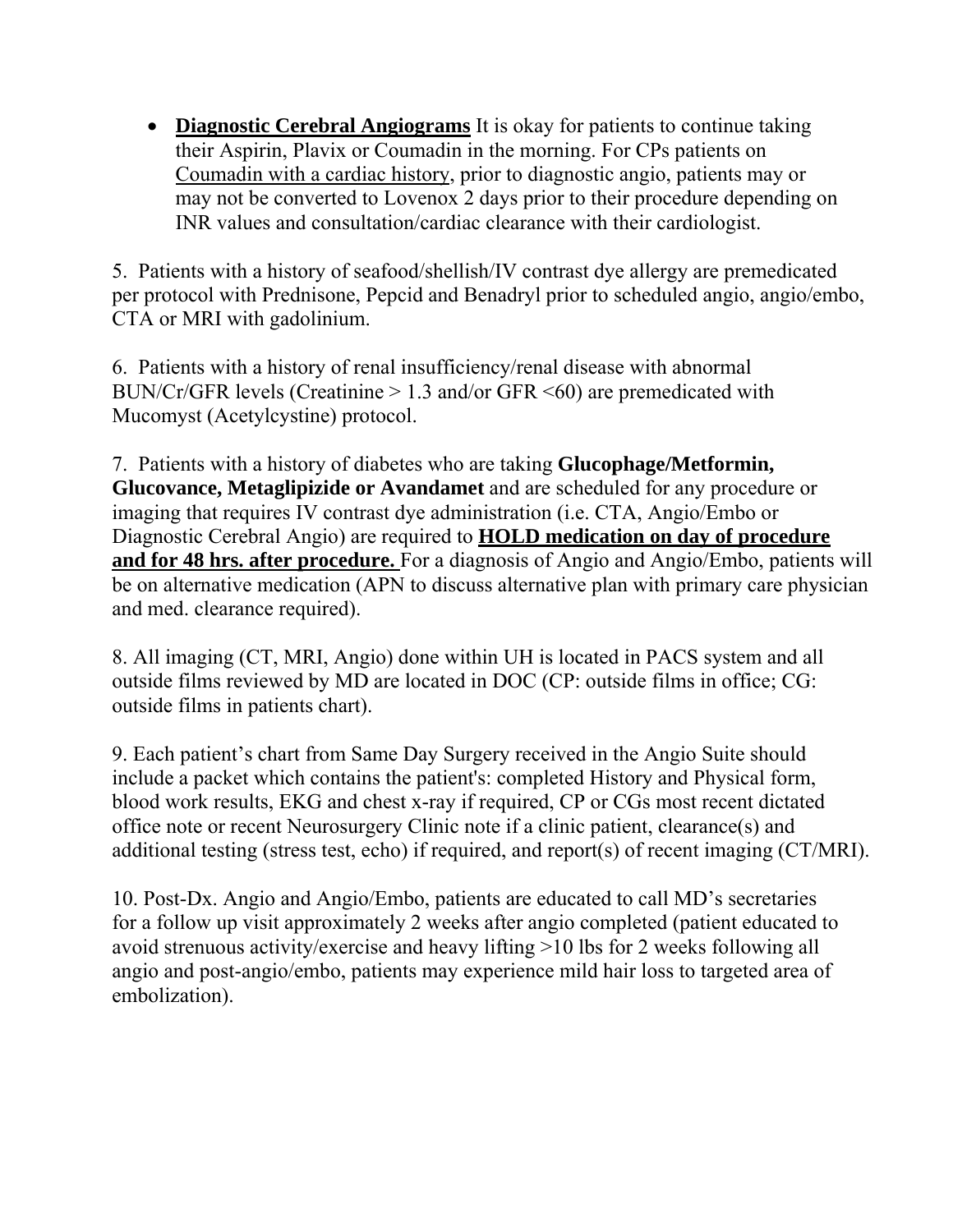- **<u>Diagnostic Cerebral Angiograms</u>** It is okay for patients to continue taking their Aspirin, Plavix or Coumadin in the morning. For CPs patients on <u>Coumadin with a cardiac history</u>, prior to diagnostic angio, patients may or may not be converted to Lovenox 2 days prior to their procedure depending on INR values and consultation/cardiac clearance with their cardiologist.

5. Patients with a history of seafood/shellish/IV contrast dye allergy are premedicated per protocol with Prednisone, Pepcid and Benadryl prior to scheduled angio, angio/embo, CTA or MRI with gadolinium.

6. Patients with a history of renal insufficiency/renal disease with abnormal BUN/Cr/GFR levels (Creatinine > 1.3 and/or GFR <60) are premedicated with Mucomyst (Acetylcystine) protocol.

7. Patients with a history of diabetes who are taking **Glucophage/Metformin, Glucovance, Metaglipizide or Avandamet** and are scheduled for any procedure or imaging that requires IV contrast dye administration (i.e. CTA, Angio/Embo or Diagnostic Cerebral Angio) are required to **<u>HOLD medication on day of procedure and for 48 hrs. after procedure.</u>** For a diagnosis of Angio and Angio/Embo, patients will be on alternative medication (APN to discuss alternative plan with primary care physician and med. clearance required).

8. All imaging (CT, MRI, Angio) done within UH is located in PACS system and all outside films reviewed by MD are located in DOC (CP: outside films in office; CG: outside films in patients chart).

9. Each patient's chart from Same Day Surgery received in the Angio Suite should include a packet which contains the patient's: completed History and Physical form, blood work results, EKG and chest x-ray if required, CP or CGs most recent dictated office note or recent Neurosurgery Clinic note if a clinic patient, clearance(s) and additional testing (stress test, echo) if required, and report(s) of recent imaging (CT/MRI).

10. Post-Dx. Angio and Angio/Embo, patients are educated to call MD's secretaries for a follow up visit approximately 2 weeks after angio completed (patient educated to avoid strenuous activity/exercise and heavy lifting >10 lbs for 2 weeks following all angio and post-angio/embo, patients may experience mild hair loss to targeted area of embolization).